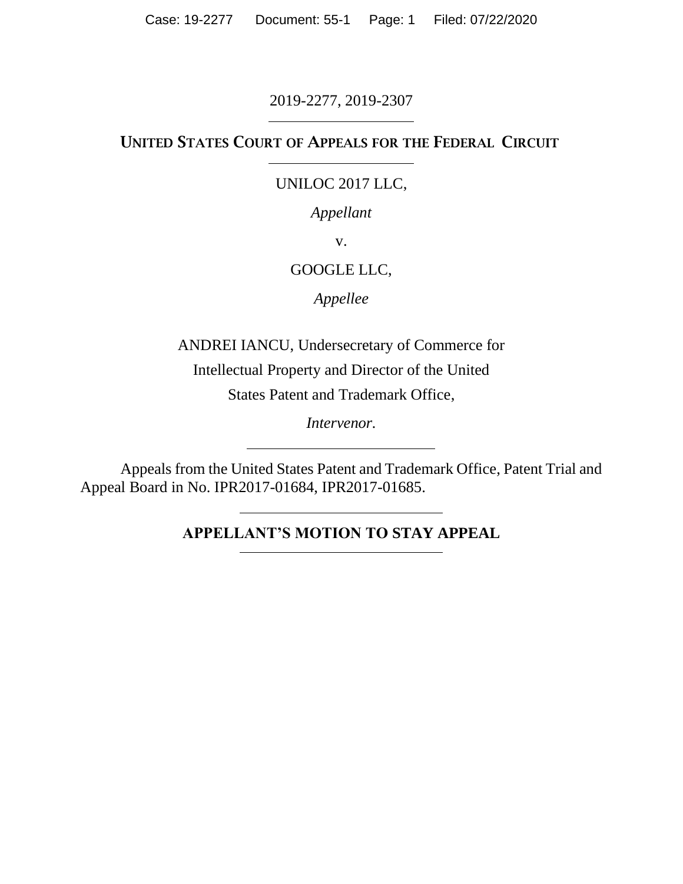2019-2277, 2019-2307

**UNITED STATES COURT OF APPEALS FOR THE FEDERAL CIRCUIT**

UNILOC 2017 LLC,

*Appellant*

v.

GOOGLE LLC,

*Appellee*

ANDREI IANCU, Undersecretary of Commerce for Intellectual Property and Director of the United States Patent and Trademark Office,

*Intervenor.*

Appeals from the United States Patent and Trademark Office, Patent Trial and Appeal Board in No. IPR2017-01684, IPR2017-01685.

**APPELLANT'S MOTION TO STAY APPEAL**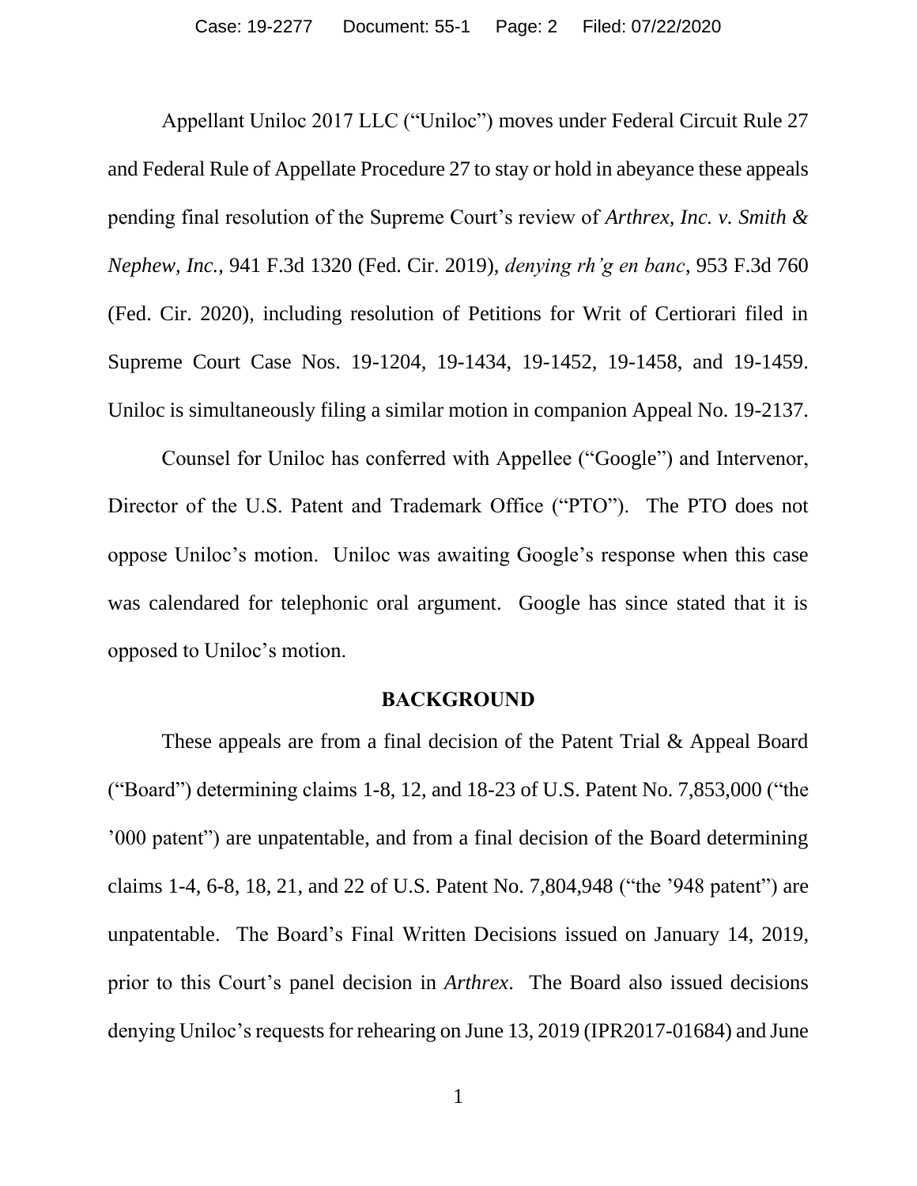Appellant Uniloc 2017 LLC ("Uniloc") moves under Federal Circuit Rule 27 and Federal Rule of Appellate Procedure 27 to stay or hold in abeyance these appeals pending final resolution of the Supreme Court's review of *Arthrex, Inc. v. Smith & Nephew, Inc.*, 941 F.3d 1320 (Fed. Cir. 2019), *denying rh'g en banc*, 953 F.3d 760 (Fed. Cir. 2020), including resolution of Petitions for Writ of Certiorari filed in Supreme Court Case Nos. 19-1204, 19-1434, 19-1452, 19-1458, and 19-1459. Uniloc is simultaneously filing a similar motion in companion Appeal No. 19-2137.

Counsel for Uniloc has conferred with Appellee ("Google") and Intervenor, Director of the U.S. Patent and Trademark Office ("PTO"). The PTO does not oppose Uniloc's motion. Uniloc was awaiting Google's response when this case was calendared for telephonic oral argument. Google has since stated that it is opposed to Uniloc's motion.

## BACKGROUND

These appeals are from a final decision of the Patent Trial & Appeal Board ("Board") determining claims 1-8, 12, and 18-23 of U.S. Patent No. 7,853,000 ("the '000 patent") are unpatentable, and from a final decision of the Board determining claims 1-4, 6-8, 18, 21, and 22 of U.S. Patent No. 7,804,948 ("the '948 patent") are unpatentable. The Board's Final Written Decisions issued on January 14, 2019, prior to this Court's panel decision in *Arthrex*. The Board also issued decisions denying Uniloc's requests for rehearing on June 13, 2019 (IPR2017-01684) and June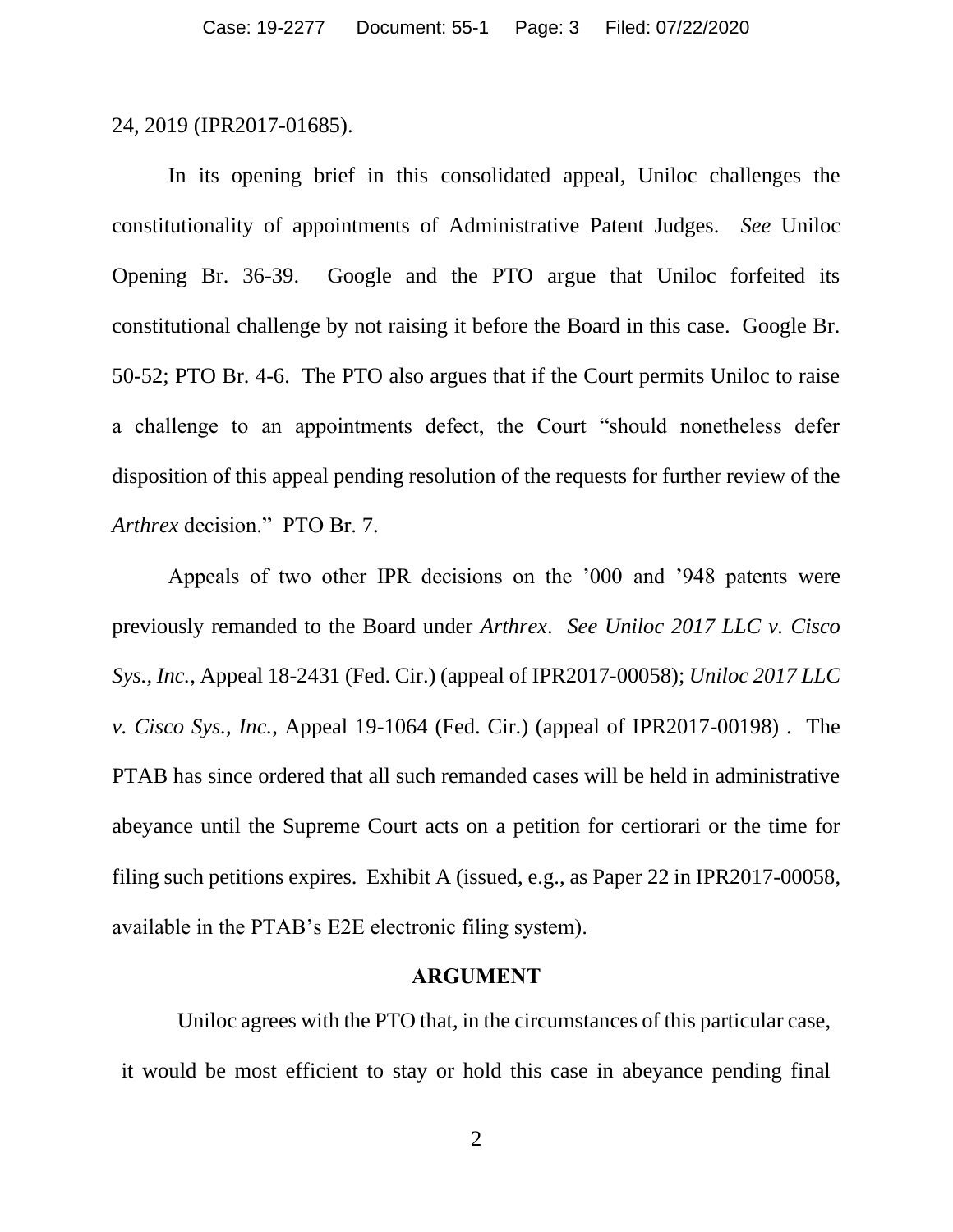24, 2019 (IPR2017-01685).

In its opening brief in this consolidated appeal, Uniloc challenges the constitutionality of appointments of Administrative Patent Judges. *See* Uniloc Opening Br. 36-39. Google and the PTO argue that Uniloc forfeited its constitutional challenge by not raising it before the Board in this case. Google Br. 50-52; PTO Br. 4-6. The PTO also argues that if the Court permits Uniloc to raise a challenge to an appointments defect, the Court "should nonetheless defer disposition of this appeal pending resolution of the requests for further review of the *Arthrex* decision." PTO Br. 7.

Appeals of two other IPR decisions on the '000 and '948 patents were previously remanded to the Board under *Arthrex*. *See Uniloc 2017 LLC v. Cisco Sys., Inc.*, Appeal 18-2431 (Fed. Cir.) (appeal of IPR2017-00058); *Uniloc 2017 LLC v. Cisco Sys., Inc.*, Appeal 19-1064 (Fed. Cir.) (appeal of IPR2017-00198) . The PTAB has since ordered that all such remanded cases will be held in administrative abeyance until the Supreme Court acts on a petition for certiorari or the time for filing such petitions expires. Exhibit A (issued, e.g., as Paper 22 in IPR2017-00058, available in the PTAB's E2E electronic filing system).

## ARGUMENT

Uniloc agrees with the PTO that, in the circumstances of this particular case, it would be most efficient to stay or hold this case in abeyance pending final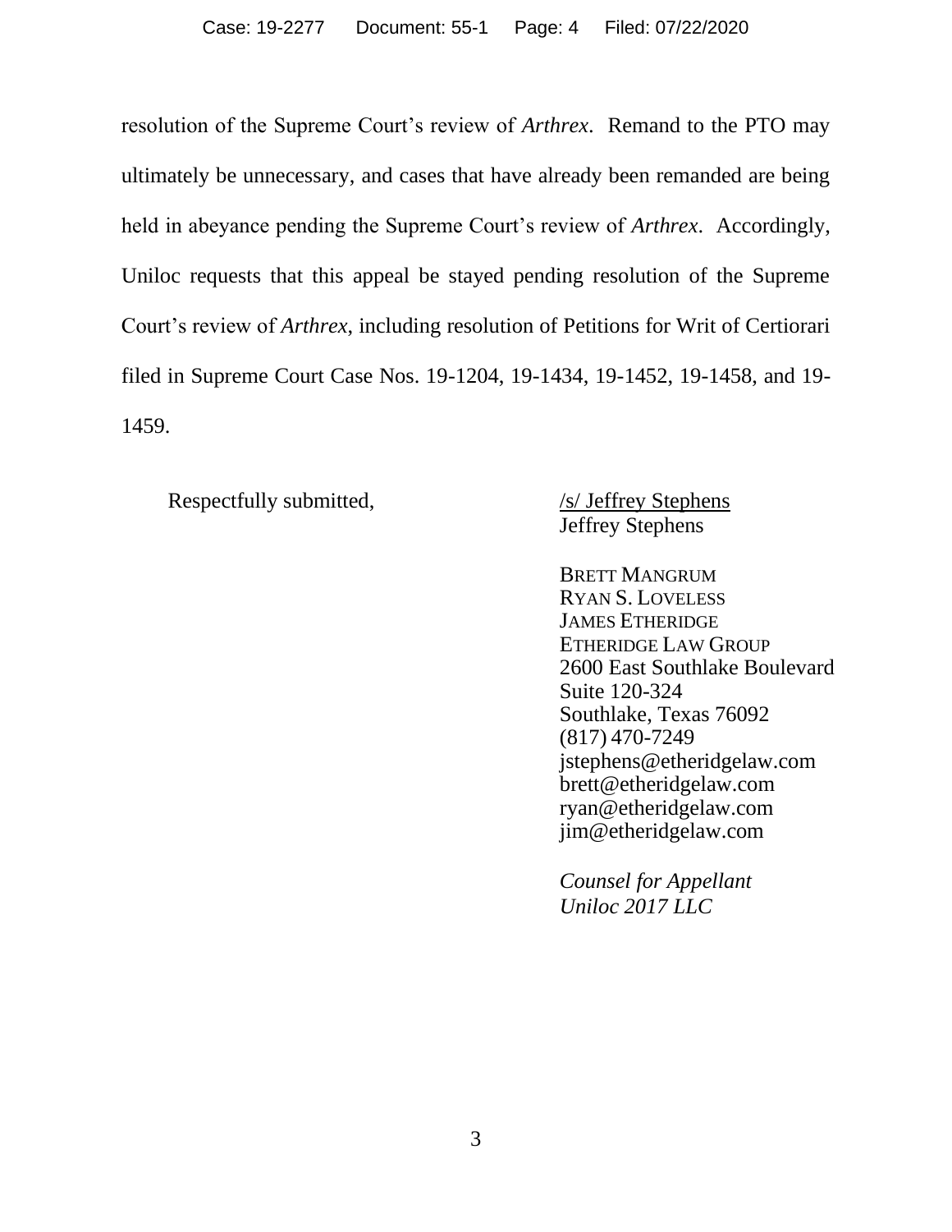resolution of the Supreme Court's review of *Arthrex.* Remand to the PTO may ultimately be unnecessary, and cases that have already been remanded are being held in abeyance pending the Supreme Court's review of *Arthrex*. Accordingly, Uniloc requests that this appeal be stayed pending resolution of the Supreme Court's review of *Arthrex*, including resolution of Petitions for Writ of Certiorari filed in Supreme Court Case Nos. 19-1204, 19-1434, 19-1452, 19-1458, and 19-1459.

Respectfully submitted,

/s/ Jeffrey Stephens
Jeffrey Stephens

BRETT MANGRUM
RYAN S. LOVELESS
JAMES ETHERIDGE
ETHERIDGE LAW GROUP
2600 East Southlake Boulevard
Suite 120-324
Southlake, Texas 76092
(817) 470-7249
jstephens@etheridgelaw.com
brett@etheridgelaw.com
ryan@etheridgelaw.com
jim@etheridgelaw.com

*Counsel for Appellant*
*Uniloc 2017 LLC*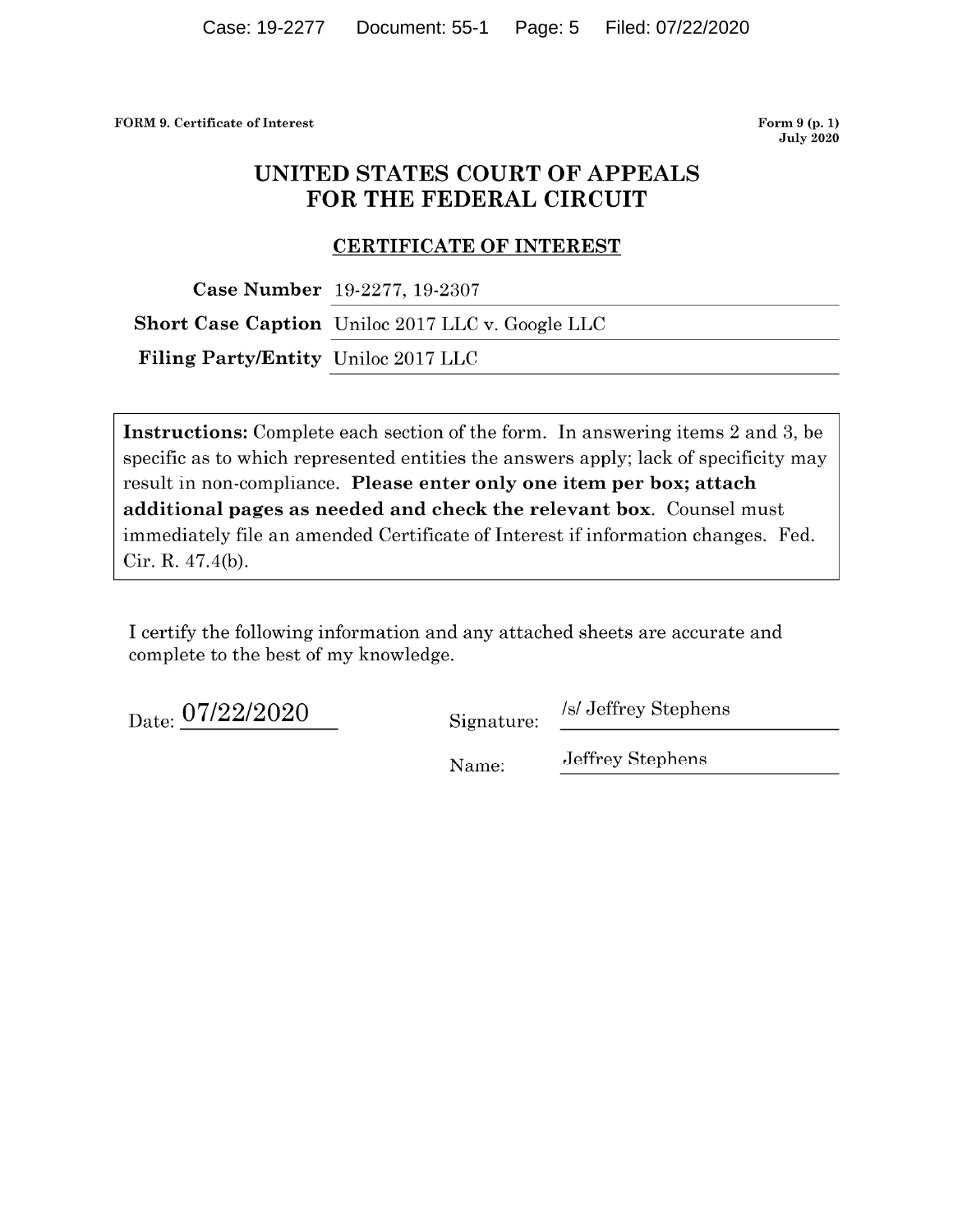FORM 9. Certificate of Interest

Form 9 (p. 1)
July 2020

# UNITED STATES COURT OF APPEALS FOR THE FEDERAL CIRCUIT

## CERTIFICATE OF INTEREST

| | |
|---|---|
| **Case Number** | 19-2277, 19-2307 |
| **Short Case Caption** | Uniloc 2017 LLC v. Google LLC |
| **Filing Party/Entity** | Uniloc 2017 LLC |

**Instructions:** Complete each section of the form. In answering items 2 and 3, be specific as to which represented entities the answers apply; lack of specificity may result in non-compliance. **Please enter only one item per box; attach additional pages as needed and check the relevant box**. Counsel must immediately file an amended Certificate of Interest if information changes. Fed. Cir. R. 47.4(b).

I certify the following information and any attached sheets are accurate and complete to the best of my knowledge.

Date: 07/22/2020

Signature: /s/ Jeffrey Stephens

Name: Jeffrey Stephens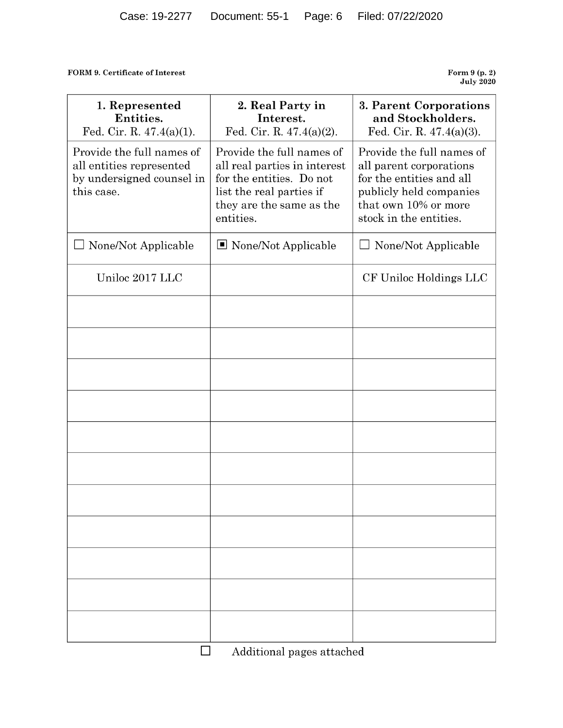**FORM 9. Certificate of Interest** **Form 9 (p. 2) July 2020**

| **1. Represented Entities.** Fed. Cir. R. 47.4(a)(1). | **2. Real Party in Interest.** Fed. Cir. R. 47.4(a)(2). | **3. Parent Corporations and Stockholders.** Fed. Cir. R. 47.4(a)(3). |
|---|---|---|
| Provide the full names of all entities represented by undersigned counsel in this case. | Provide the full names of all real parties in interest for the entities. Do not list the real parties if they are the same as the entities. | Provide the full names of all parent corporations for the entities and all publicly held companies that own 10% or more stock in the entities. |
| ☐ None/Not Applicable | ☒ None/Not Applicable | ☐ None/Not Applicable |
| Uniloc 2017 LLC | | CF Uniloc Holdings LLC |
| | | |
| | | |
| | | |
| | | |
| | | |
| | | |
| | | |
| | | |
| | | |
| | | |
| | | |

☐ Additional pages attached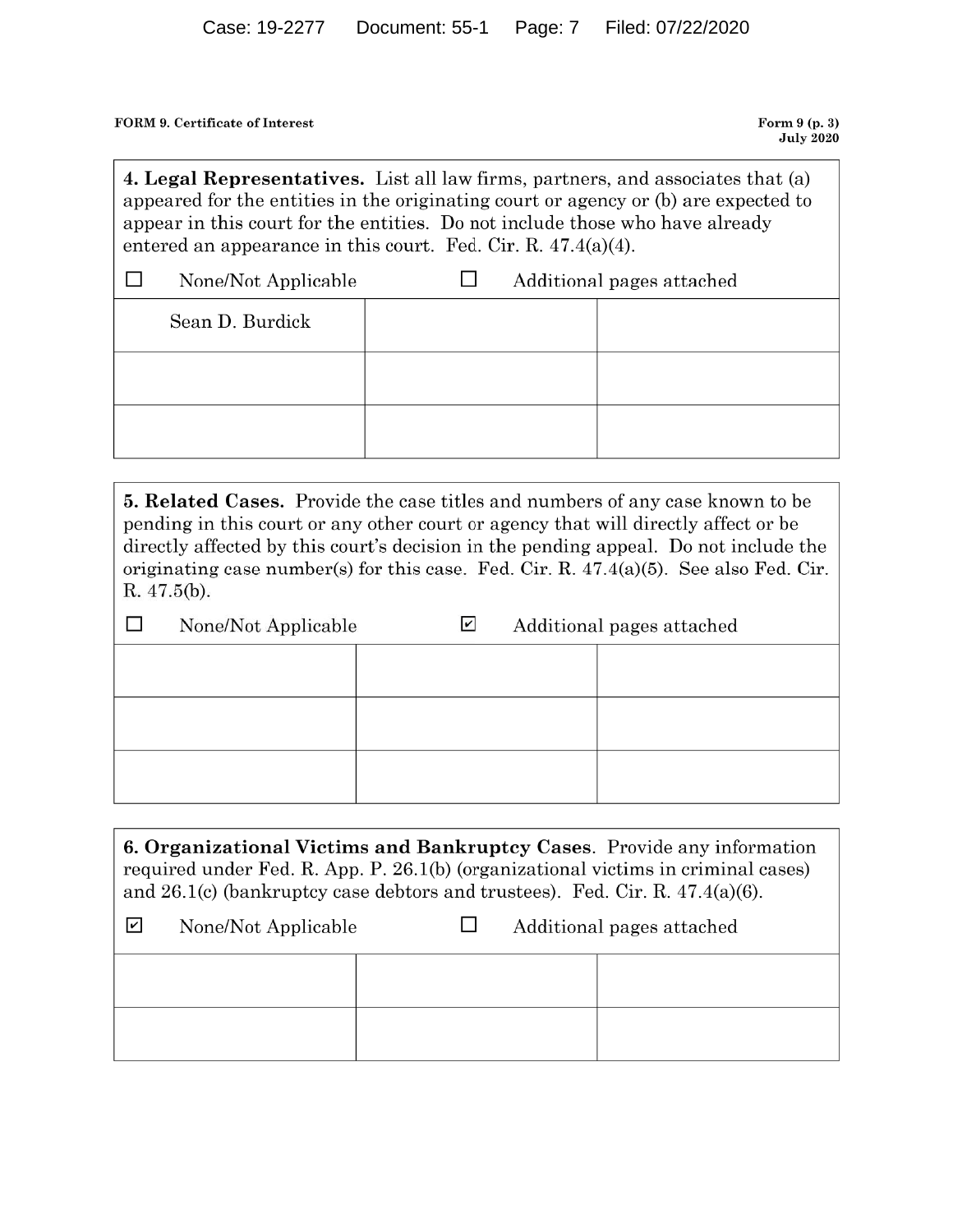**FORM 9. Certificate of Interest** | **Form 9 (p. 3) July 2020**

**4. Legal Representatives.** List all law firms, partners, and associates that (a) appeared for the entities in the originating court or agency or (b) are expected to appear in this court for the entities. Do not include those who have already entered an appearance in this court. Fed. Cir. R. 47.4(a)(4).

☐ None/Not Applicable ☐ Additional pages attached

| | | |
|---|---|---|
| Sean D. Burdick | | |
| | | |
| | | |

**5. Related Cases.** Provide the case titles and numbers of any case known to be pending in this court or any other court or agency that will directly affect or be directly affected by this court's decision in the pending appeal. Do not include the originating case number(s) for this case. Fed. Cir. R. 47.4(a)(5). See also Fed. Cir. R. 47.5(b).

☐ None/Not Applicable ☑ Additional pages attached

| | | |
|---|---|---|
| | | |
| | | |
| | | |

**6. Organizational Victims and Bankruptcy Cases.** Provide any information required under Fed. R. App. P. 26.1(b) (organizational victims in criminal cases) and 26.1(c) (bankruptcy case debtors and trustees). Fed. Cir. R. 47.4(a)(6).

☑ None/Not Applicable ☐ Additional pages attached

| | | |
|---|---|---|
| | | |
| | | |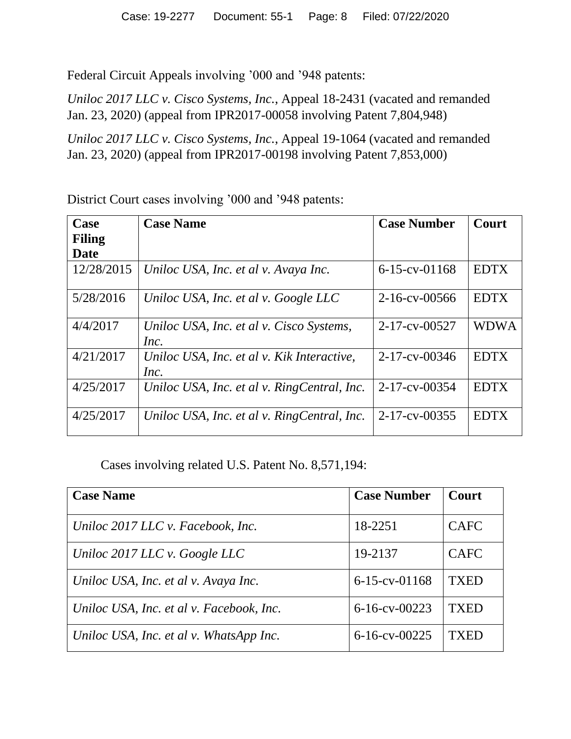Federal Circuit Appeals involving ’000 and ’948 patents:

*Uniloc 2017 LLC v. Cisco Systems, Inc.*, Appeal 18-2431 (vacated and remanded Jan. 23, 2020) (appeal from IPR2017-00058 involving Patent 7,804,948)

*Uniloc 2017 LLC v. Cisco Systems, Inc.*, Appeal 19-1064 (vacated and remanded Jan. 23, 2020) (appeal from IPR2017-00198 involving Patent 7,853,000)

District Court cases involving ’000 and ’948 patents:

| **Case Filing Date** | **Case Name** | **Case Number** | **Court** |
|---|---|---|---|
| 12/28/2015 | *Uniloc USA, Inc. et al v. Avaya Inc.* | 6-15-cv-01168 | EDTX |
| 5/28/2016 | *Uniloc USA, Inc. et al v. Google LLC* | 2-16-cv-00566 | EDTX |
| 4/4/2017 | *Uniloc USA, Inc. et al v. Cisco Systems, Inc.* | 2-17-cv-00527 | WDWA |
| 4/21/2017 | *Uniloc USA, Inc. et al v. Kik Interactive, Inc.* | 2-17-cv-00346 | EDTX |
| 4/25/2017 | *Uniloc USA, Inc. et al v. RingCentral, Inc.* | 2-17-cv-00354 | EDTX |
| 4/25/2017 | *Uniloc USA, Inc. et al v. RingCentral, Inc.* | 2-17-cv-00355 | EDTX |

Cases involving related U.S. Patent No. 8,571,194:

| **Case Name** | **Case Number** | **Court** |
|---|---|---|
| *Uniloc 2017 LLC v. Facebook, Inc.* | 18-2251 | CAFC |
| *Uniloc 2017 LLC v. Google LLC* | 19-2137 | CAFC |
| *Uniloc USA, Inc. et al v. Avaya Inc.* | 6-15-cv-01168 | TXED |
| *Uniloc USA, Inc. et al v. Facebook, Inc.* | 6-16-cv-00223 | TXED |
| *Uniloc USA, Inc. et al v. WhatsApp Inc.* | 6-16-cv-00225 | TXED |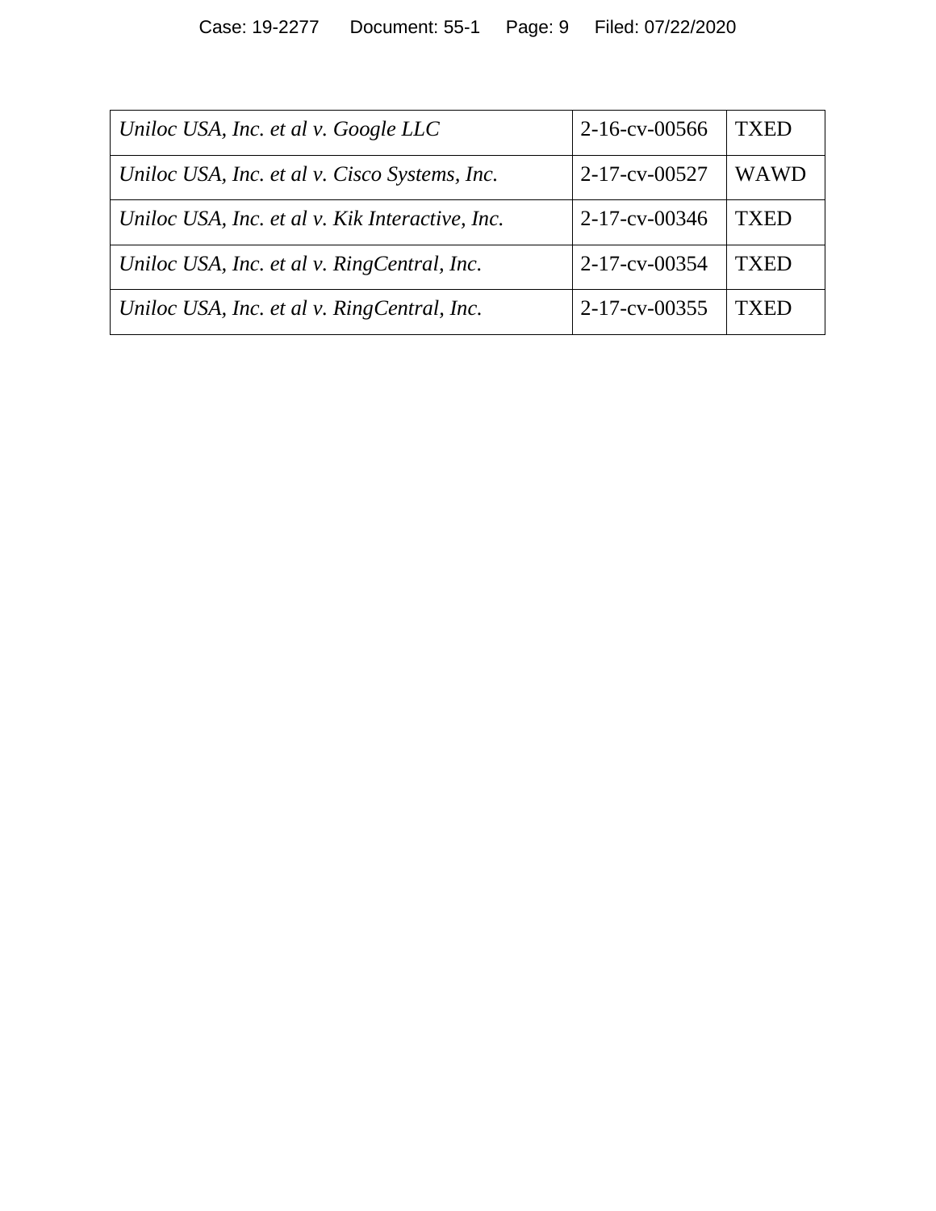| | | |
|---|---|---|
| *Uniloc USA, Inc. et al v. Google LLC* | 2-16-cv-00566 | TXED |
| *Uniloc USA, Inc. et al v. Cisco Systems, Inc.* | 2-17-cv-00527 | WAWD |
| *Uniloc USA, Inc. et al v. Kik Interactive, Inc.* | 2-17-cv-00346 | TXED |
| *Uniloc USA, Inc. et al v. RingCentral, Inc.* | 2-17-cv-00354 | TXED |
| *Uniloc USA, Inc. et al v. RingCentral, Inc.* | 2-17-cv-00355 | TXED |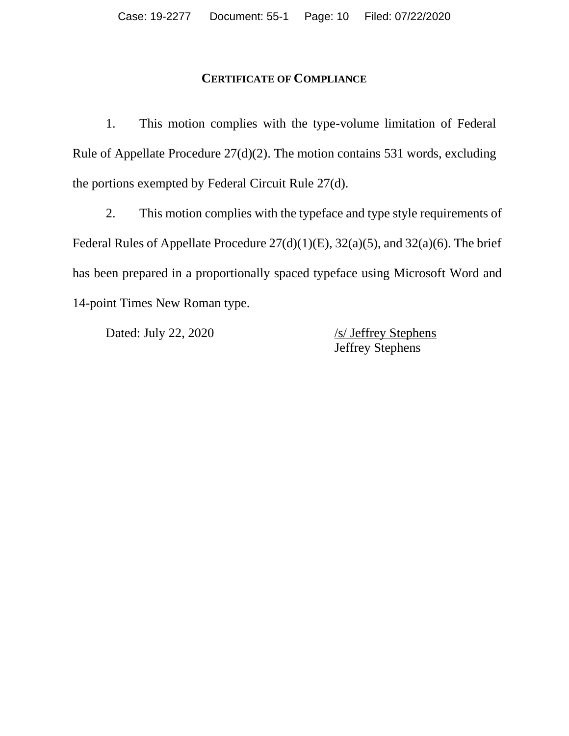## CERTIFICATE OF COMPLIANCE

1. This motion complies with the type-volume limitation of Federal Rule of Appellate Procedure 27(d)(2). The motion contains 531 words, excluding the portions exempted by Federal Circuit Rule 27(d).

2. This motion complies with the typeface and type style requirements of Federal Rules of Appellate Procedure 27(d)(1)(E), 32(a)(5), and 32(a)(6). The brief has been prepared in a proportionally spaced typeface using Microsoft Word and 14-point Times New Roman type.

Dated: July 22, 2020

/s/ Jeffrey Stephens
Jeffrey Stephens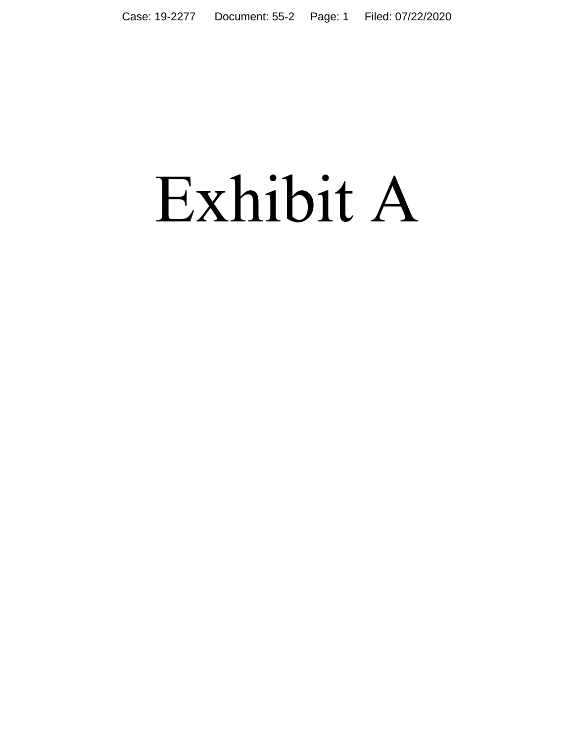# Exhibit A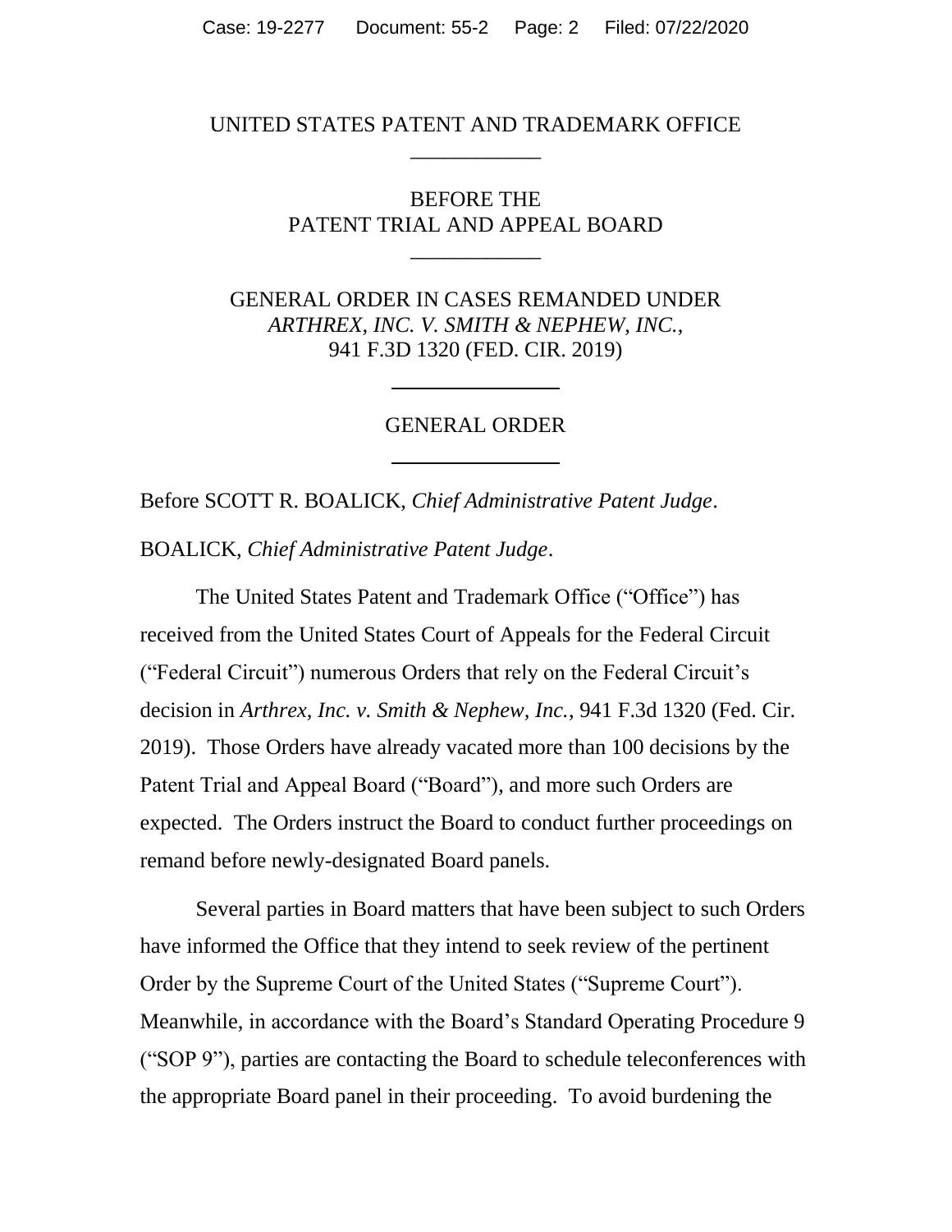UNITED STATES PATENT AND TRADEMARK OFFICE

____________

BEFORE THE
PATENT TRIAL AND APPEAL BOARD

____________

GENERAL ORDER IN CASES REMANDED UNDER
*ARTHREX, INC. V. SMITH & NEPHEW, INC.*,
941 F.3D 1320 (FED. CIR. 2019)

____________

GENERAL ORDER

____________

Before SCOTT R. BOALICK, *Chief Administrative Patent Judge*.

BOALICK, *Chief Administrative Patent Judge*.

The United States Patent and Trademark Office ("Office") has received from the United States Court of Appeals for the Federal Circuit ("Federal Circuit") numerous Orders that rely on the Federal Circuit's decision in *Arthrex, Inc. v. Smith & Nephew, Inc.*, 941 F.3d 1320 (Fed. Cir. 2019). Those Orders have already vacated more than 100 decisions by the Patent Trial and Appeal Board ("Board"), and more such Orders are expected. The Orders instruct the Board to conduct further proceedings on remand before newly-designated Board panels.

Several parties in Board matters that have been subject to such Orders have informed the Office that they intend to seek review of the pertinent Order by the Supreme Court of the United States ("Supreme Court"). Meanwhile, in accordance with the Board's Standard Operating Procedure 9 ("SOP 9"), parties are contacting the Board to schedule teleconferences with the appropriate Board panel in their proceeding. To avoid burdening the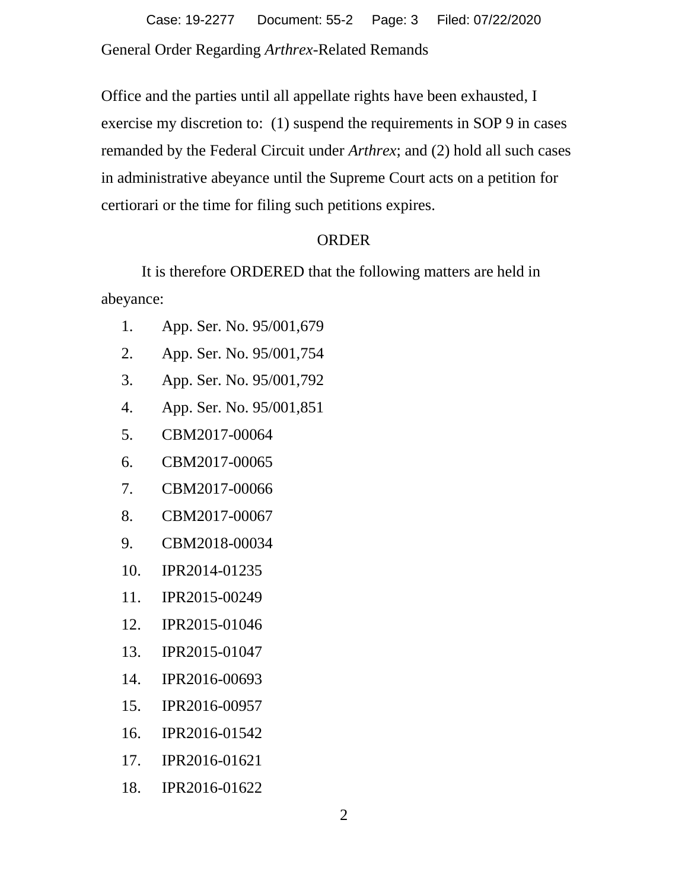Office and the parties until all appellate rights have been exhausted, I exercise my discretion to: (1) suspend the requirements in SOP 9 in cases remanded by the Federal Circuit under *Arthrex*; and (2) hold all such cases in administrative abeyance until the Supreme Court acts on a petition for certiorari or the time for filing such petitions expires.

## ORDER

It is therefore ORDERED that the following matters are held in abeyance:

1. App. Ser. No. 95/001,679
2. App. Ser. No. 95/001,754
3. App. Ser. No. 95/001,792
4. App. Ser. No. 95/001,851
5. CBM2017-00064
6. CBM2017-00065
7. CBM2017-00066
8. CBM2017-00067
9. CBM2018-00034
10. IPR2014-01235
11. IPR2015-00249
12. IPR2015-01046
13. IPR2015-01047
14. IPR2016-00693
15. IPR2016-00957
16. IPR2016-01542
17. IPR2016-01621
18. IPR2016-01622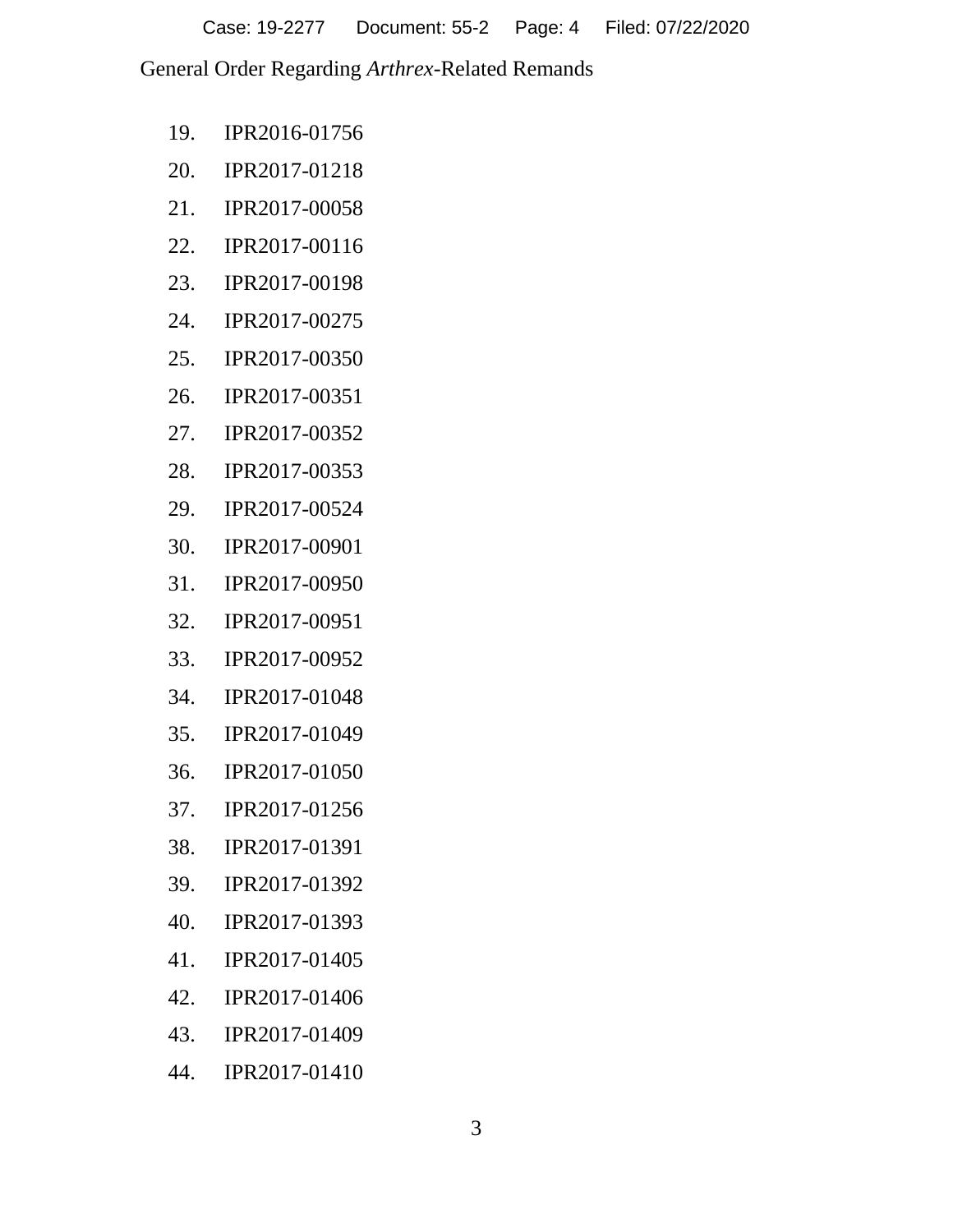19. IPR2016-01756
20. IPR2017-01218
21. IPR2017-00058
22. IPR2017-00116
23. IPR2017-00198
24. IPR2017-00275
25. IPR2017-00350
26. IPR2017-00351
27. IPR2017-00352
28. IPR2017-00353
29. IPR2017-00524
30. IPR2017-00901
31. IPR2017-00950
32. IPR2017-00951
33. IPR2017-00952
34. IPR2017-01048
35. IPR2017-01049
36. IPR2017-01050
37. IPR2017-01256
38. IPR2017-01391
39. IPR2017-01392
40. IPR2017-01393
41. IPR2017-01405
42. IPR2017-01406
43. IPR2017-01409
44. IPR2017-01410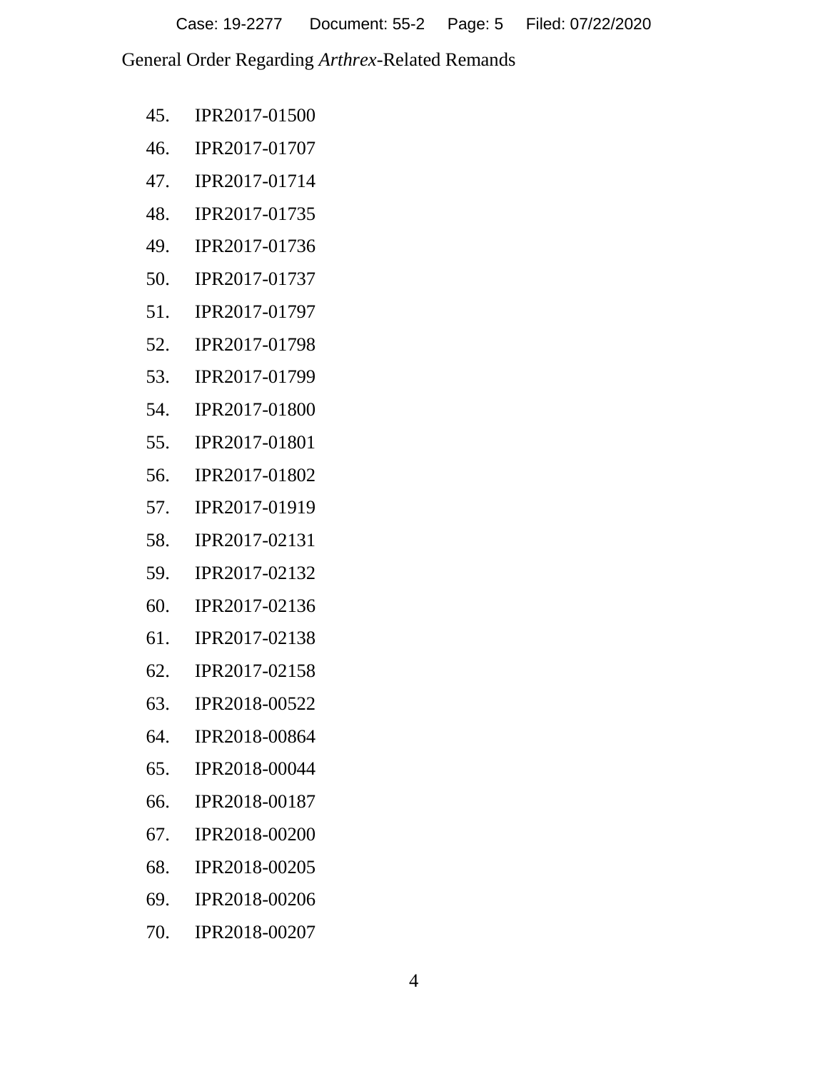45. IPR2017-01500
46. IPR2017-01707
47. IPR2017-01714
48. IPR2017-01735
49. IPR2017-01736
50. IPR2017-01737
51. IPR2017-01797
52. IPR2017-01798
53. IPR2017-01799
54. IPR2017-01800
55. IPR2017-01801
56. IPR2017-01802
57. IPR2017-01919
58. IPR2017-02131
59. IPR2017-02132
60. IPR2017-02136
61. IPR2017-02138
62. IPR2017-02158
63. IPR2018-00522
64. IPR2018-00864
65. IPR2018-00044
66. IPR2018-00187
67. IPR2018-00200
68. IPR2018-00205
69. IPR2018-00206
70. IPR2018-00207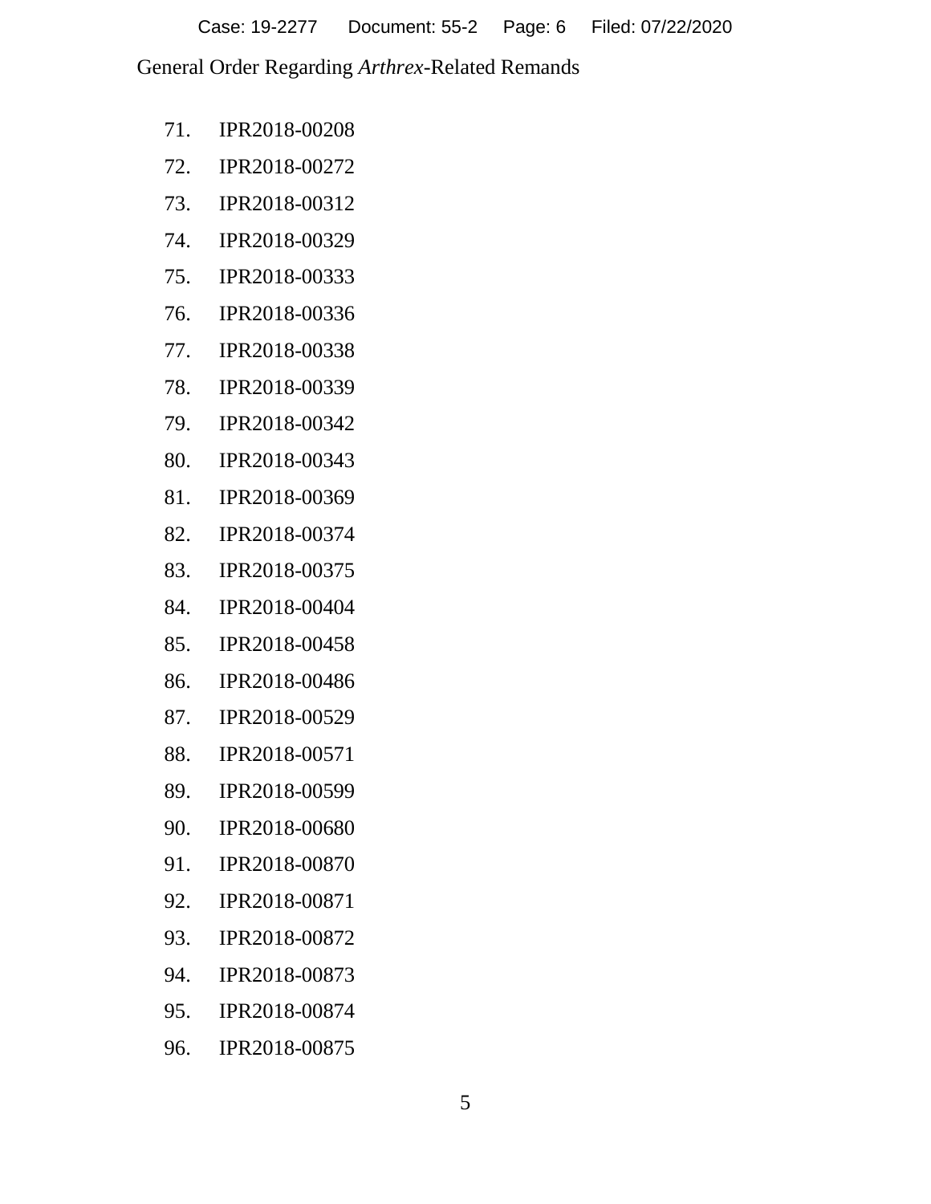71. IPR2018-00208
72. IPR2018-00272
73. IPR2018-00312
74. IPR2018-00329
75. IPR2018-00333
76. IPR2018-00336
77. IPR2018-00338
78. IPR2018-00339
79. IPR2018-00342
80. IPR2018-00343
81. IPR2018-00369
82. IPR2018-00374
83. IPR2018-00375
84. IPR2018-00404
85. IPR2018-00458
86. IPR2018-00486
87. IPR2018-00529
88. IPR2018-00571
89. IPR2018-00599
90. IPR2018-00680
91. IPR2018-00870
92. IPR2018-00871
93. IPR2018-00872
94. IPR2018-00873
95. IPR2018-00874
96. IPR2018-00875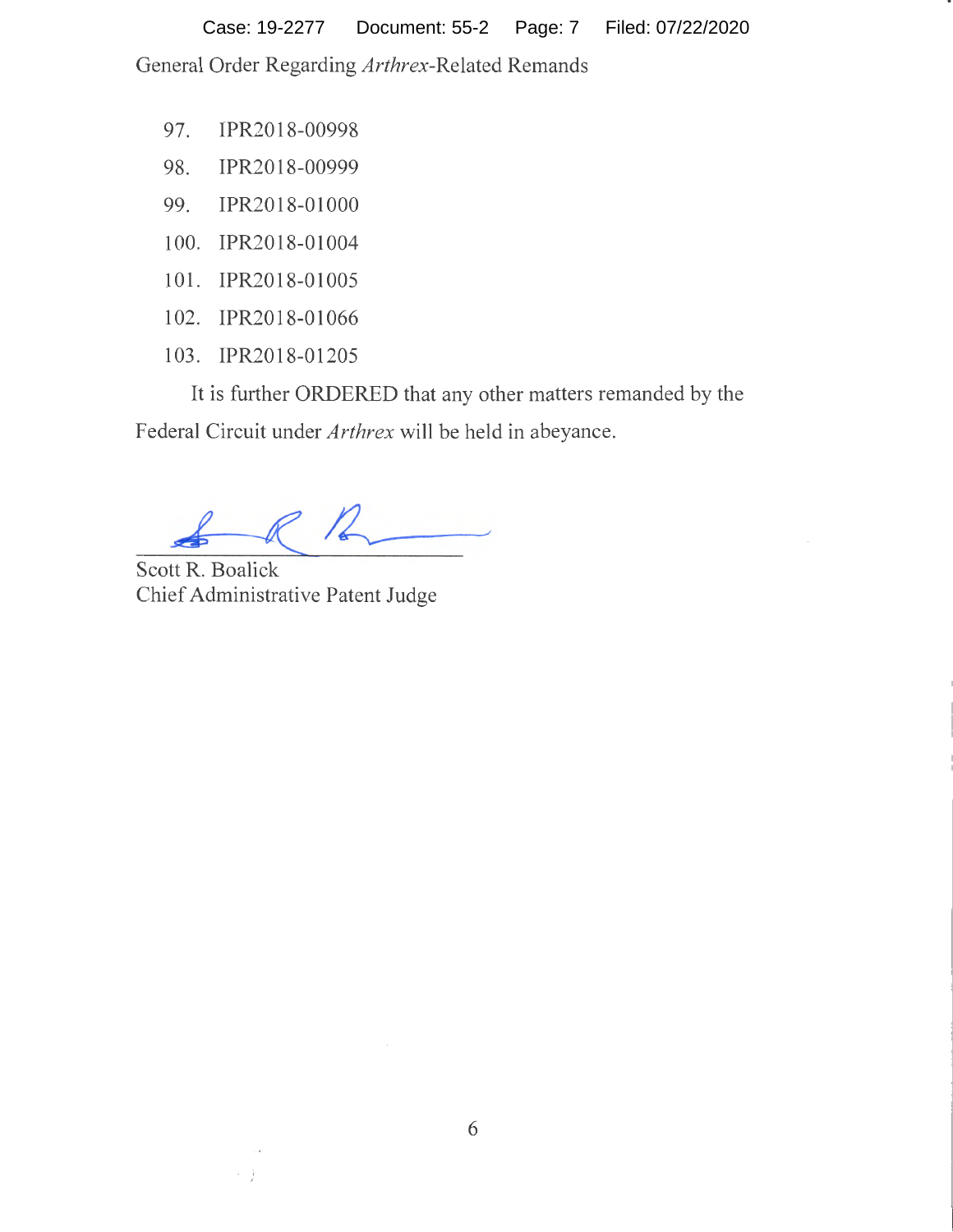97. IPR2018-00998
98. IPR2018-00999
99. IPR2018-01000
100. IPR2018-01004
101. IPR2018-01005
102. IPR2018-01066
103. IPR2018-01205

It is further ORDERED that any other matters remanded by the Federal Circuit under *Arthrex* will be held in abeyance.

Scott R. Boalick
Chief Administrative Patent Judge